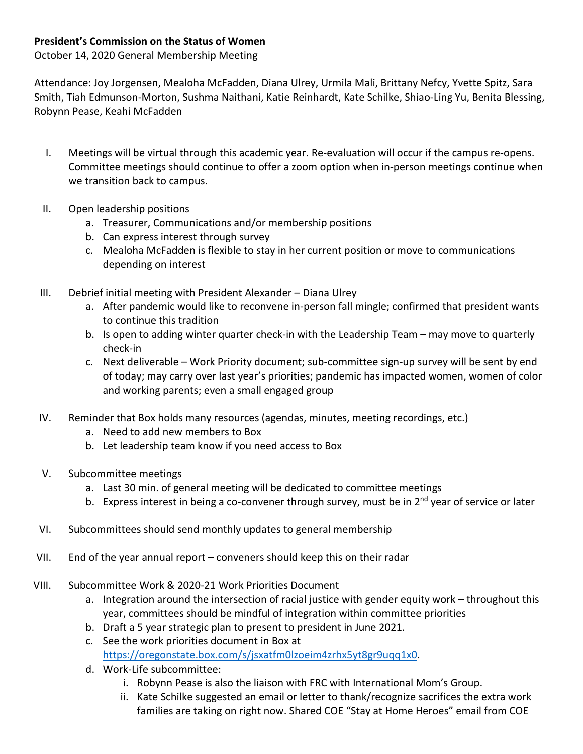**President's Commission on the Status of Women**
October 14, 2020 General Membership Meeting

Attendance: Joy Jorgensen, Mealoha McFadden, Diana Ulrey, Urmila Mali, Brittany Nefcy, Yvette Spitz, Sara Smith, Tiah Edmunson-Morton, Sushma Naithani, Katie Reinhardt, Kate Schilke, Shiao-Ling Yu, Benita Blessing, Robynn Pease, Keahi McFadden

I. Meetings will be virtual through this academic year. Re-evaluation will occur if the campus re-opens. Committee meetings should continue to offer a zoom option when in-person meetings continue when we transition back to campus.

II. Open leadership positions
   a. Treasurer, Communications and/or membership positions
   b. Can express interest through survey
   c. Mealoha McFadden is flexible to stay in her current position or move to communications depending on interest

III. Debrief initial meeting with President Alexander – Diana Ulrey
   a. After pandemic would like to reconvene in-person fall mingle; confirmed that president wants to continue this tradition
   b. Is open to adding winter quarter check-in with the Leadership Team – may move to quarterly check-in
   c. Next deliverable – Work Priority document; sub-committee sign-up survey will be sent by end of today; may carry over last year's priorities; pandemic has impacted women, women of color and working parents; even a small engaged group

IV. Reminder that Box holds many resources (agendas, minutes, meeting recordings, etc.)
   a. Need to add new members to Box
   b. Let leadership team know if you need access to Box

V. Subcommittee meetings
   a. Last 30 min. of general meeting will be dedicated to committee meetings
   b. Express interest in being a co-convener through survey, must be in 2nd year of service or later

VI. Subcommittees should send monthly updates to general membership

VII. End of the year annual report – conveners should keep this on their radar

VIII. Subcommittee Work & 2020-21 Work Priorities Document
   a. Integration around the intersection of racial justice with gender equity work – throughout this year, committees should be mindful of integration within committee priorities
   b. Draft a 5 year strategic plan to present to president in June 2021.
   c. See the work priorities document in Box at https://oregonstate.box.com/s/jsxatfm0lzoeim4zrhx5yt8gr9uqq1x0.
   d. Work-Life subcommittee:
      i. Robynn Pease is also the liaison with FRC with International Mom's Group.
      ii. Kate Schilke suggested an email or letter to thank/recognize sacrifices the extra work families are taking on right now. Shared COE "Stay at Home Heroes" email from COE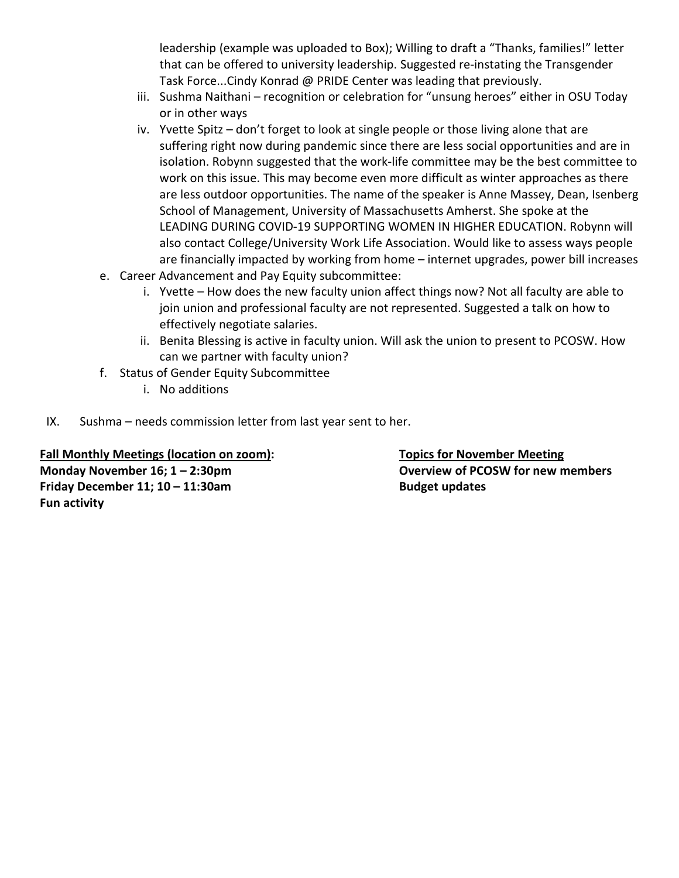leadership (example was uploaded to Box); Willing to draft a "Thanks, families!" letter that can be offered to university leadership. Suggested re-instating the Transgender Task Force...Cindy Konrad @ PRIDE Center was leading that previously.

   iii. Sushma Naithani – recognition or celebration for "unsung heroes" either in OSU Today or in other ways
   iv. Yvette Spitz – don't forget to look at single people or those living alone that are suffering right now during pandemic since there are less social opportunities and are in isolation. Robynn suggested that the work-life committee may be the best committee to work on this issue. This may become even more difficult as winter approaches as there are less outdoor opportunities. The name of the speaker is Anne Massey, Dean, Isenberg School of Management, University of Massachusetts Amherst. She spoke at the LEADING DURING COVID-19 SUPPORTING WOMEN IN HIGHER EDUCATION. Robynn will also contact College/University Work Life Association. Would like to assess ways people are financially impacted by working from home – internet upgrades, power bill increases

e. Career Advancement and Pay Equity subcommittee:
   i. Yvette – How does the new faculty union affect things now? Not all faculty are able to join union and professional faculty are not represented. Suggested a talk on how to effectively negotiate salaries.
   ii. Benita Blessing is active in faculty union. Will ask the union to present to PCOSW. How can we partner with faculty union?

f. Status of Gender Equity Subcommittee
   i. No additions

IX. Sushma – needs commission letter from last year sent to her.

**<u>Fall Monthly Meetings (location on zoom)</u>:**
**Monday November 16; 1 – 2:30pm**
**Friday December 11; 10 – 11:30am**
**Fun activity**

**<u>Topics for November Meeting</u>**
**Overview of PCOSW for new members**
**Budget updates**